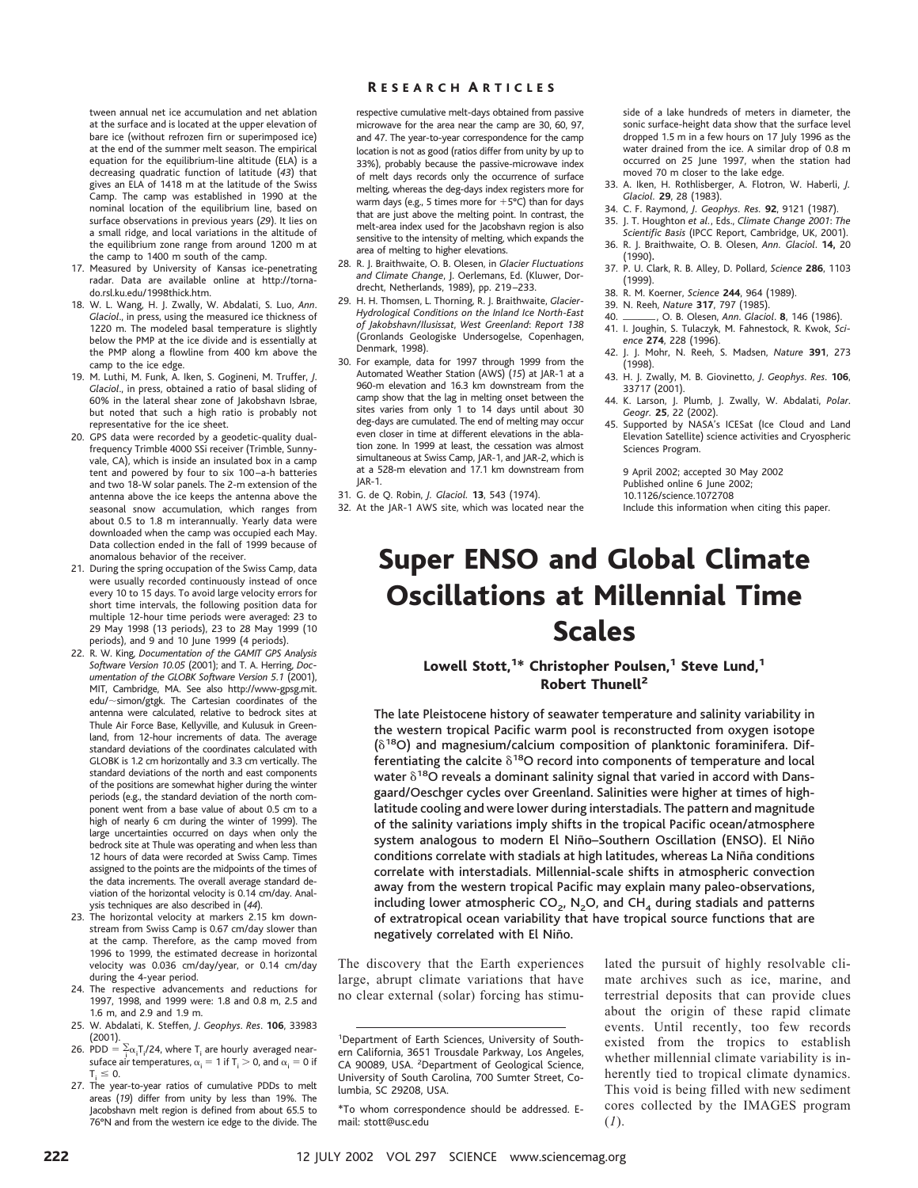tween annual net ice accumulation and net ablation at the surface and is located at the upper elevation of bare ice (without refrozen firn or superimposed ice) at the end of the summer melt season. The empirical equation for the equilibrium-line altitude (ELA) is a decreasing quadratic function of latitude (*43*) that gives an ELA of 1418 m at the latitude of the Swiss Camp. The camp was established in 1990 at the nominal location of the equilibrium line, based on surface observations in previous years (*29*). It lies on a small ridge, and local variations in the altitude of the equilibrium zone range from around 1200 m at the camp to 1400 m south of the camp.

17. Measured by University of Kansas ice-penetrating radar. Data are available online at http://tornado.rsl.ku.edu/1998thick.htm.
18. W. L. Wang, H. J. Zwally, W. Abdalati, S. Luo, *Ann. Glaciol*., in press, using the measured ice thickness of 1220 m. The modeled basal temperature is slightly below the PMP at the ice divide and is essentially at the PMP along a flowline from 400 km above the camp to the ice edge.
19. M. Luthi, M. Funk, A. Iken, S. Gogineni, M. Truffer, *J. Glaciol*., in press, obtained a ratio of basal sliding of 60% in the lateral shear zone of Jakobshavn Isbrae, but noted that such a high ratio is probably not representative for the ice sheet.
20. GPS data were recorded by a geodetic-quality dual-frequency Trimble 4000 SSi receiver (Trimble, Sunnyvale, CA), which is inside an insulated box in a camp tent and powered by four to six 100–a-h batteries and two 18-W solar panels. The 2-m extension of the antenna above the ice keeps the antenna above the seasonal snow accumulation, which ranges from about 0.5 to 1.8 m interannually. Yearly data were downloaded when the camp was occupied each May. Data collection ended in the fall of 1999 because of anomalous behavior of the receiver.
21. During the spring occupation of the Swiss Camp, data were usually recorded continuously instead of once every 10 to 15 days. To avoid large velocity errors for short time intervals, the following position data for multiple 12-hour time periods were averaged: 23 to 29 May 1998 (13 periods), 23 to 28 May 1999 (10 periods), and 9 and 10 June 1999 (4 periods).
22. R. W. King, *Documentation of the GAMIT GPS Analysis Software Version 10.05* (2001); and T. A. Herring, *Documentation of the GLOBK Software Version 5.1* (2001), MIT, Cambridge, MA. See also http://www-gpsg.mit.edu/~simon/gtgk. The Cartesian coordinates of the antenna were calculated, relative to bedrock sites at Thule Air Force Base, Kellyville, and Kulusuk in Greenland, from 12-hour increments of data. The average standard deviations of the coordinates calculated with GLOBK is 1.2 cm horizontally and 3.3 cm vertically. The standard deviations of the north and east components of the positions are somewhat higher during the winter periods (e.g., the standard deviation of the north component went from a base value of about 0.5 cm to a high of nearly 6 cm during the winter of 1999). The large uncertainties occurred on days when only the bedrock site at Thule was operating and when less than 12 hours of data were recorded at Swiss Camp. Times assigned to the points are the midpoints of the times of the data increments. The overall average standard deviation of the horizontal velocity is 0.14 cm/day. Analysis techniques are also described in (*44*).
23. The horizontal velocity at markers 2.15 km downstream from Swiss Camp is 0.67 cm/day slower than at the camp. Therefore, as the camp moved from 1996 to 1999, the estimated decrease in horizontal velocity was 0.036 cm/day/year, or 0.14 cm/day during the 4-year period.
24. The respective advancements and reductions for 1997, 1998, and 1999 were: 1.8 and 0.8 m, 2.5 and 1.6 m, and 2.9 and 1.9 m.
25. W. Abdalati, K. Steffen, *J. Geophys. Res*. **106**, 33983 (2001).
26. PDD = $\Sigma\alpha_i T_i/24$, where $T_i$ are hourly averaged near-suface air temperatures, $\alpha_i = 1$ if $T_i > 0$, and $\alpha_i = 0$ if $T_i \leq 0$.
27. The year-to-year ratios of cumulative PDDs to melt areas (*19*) differ from unity by less than 19%. The Jacobshavn melt region is defined from about 65.5 to 76°N and from the western ice edge to the divide. The respective cumulative melt-days obtained from passive microwave for the area near the camp are 30, 60, 97, and 47. The year-to-year correspondence for the camp location is not as good (ratios differ from unity by up to 33%), probably because the passive-microwave index of melt days records only the occurrence of surface melting, whereas the deg-days index registers more for warm days (e.g., 5 times more for +5°C) than for days that are just above the melting point. In contrast, the melt-area index used for the Jacobshavn region is also sensitive to the intensity of melting, which expands the area of melting to higher elevations.
28. R. J. Braithwaite, O. B. Olesen, in *Glacier Fluctuations and Climate Change*, J. Oerlemans, Ed. (Kluwer, Dordrecht, Netherlands, 1989), pp. 219–233.
29. H. H. Thomsen, L. Thorning, R. J. Braithwaite, *Glacier-Hydrological Conditions on the Inland Ice North-East of Jakobshavn/Ilusissat, West Greenland*: *Report 138* (Gronlands Geologiske Undersogelse, Copenhagen, Denmark, 1998).
30. For example, data for 1997 through 1999 from the Automated Weather Station (AWS) (*15*) at JAR-1 at a 960-m elevation and 16.3 km downstream from the camp show that the lag in melting onset between the sites varies from only 1 to 14 days until about 30 deg-days are cumulated. The end of melting may occur even closer in time at different elevations in the ablation zone. In 1999 at least, the cessation was almost simultaneous at Swiss Camp, JAR-1, and JAR-2, which is at a 528-m elevation and 17.1 km downstream from JAR-1.
31. G. de Q. Robin, *J. Glaciol.* **13**, 543 (1974).
32. At the JAR-1 AWS site, which was located near the side of a lake hundreds of meters in diameter, the sonic surface-height data show that the surface level dropped 1.5 m in a few hours on 17 July 1996 as the water drained from the ice. A similar drop of 0.8 m occurred on 25 June 1997, when the station had moved 70 m closer to the lake edge.
33. A. Iken, H. Rothlisberger, A. Flotron, W. Haberli, *J. Glaciol*. **29**, 28 (1983).
34. C. F. Raymond, *J. Geophys. Res.* **92**, 9121 (1987).
35. J. T. Houghton *et al.*, Eds., *Climate Change 2001: The Scientific Basis* (IPCC Report, Cambridge, UK, 2001).
36. R. J. Braithwaite, O. B. Olesen, *Ann. Glaciol*. **14,** 20 (1990).
37. P. U. Clark, R. B. Alley, D. Pollard, *Science* **286**, 1103 (1999).
38. R. M. Koerner, *Science* **244**, 964 (1989).
39. N. Reeh, *Nature* **317**, 797 (1985).
40. ———, O. B. Olesen, *Ann. Glaciol*. **8**, 146 (1986).
41. I. Joughin, S. Tulaczyk, M. Fahnestock, R. Kwok, *Science* **274**, 228 (1996).
42. J. J. Mohr, N. Reeh, S. Madsen, *Nature* **391**, 273 (1998).
43. H. J. Zwally, M. B. Giovinetto, *J. Geophys. Res*. **106**, 33717 (2001).
44. K. Larson, J. Plumb, J. Zwally, W. Abdalati, *Polar. Geogr*. **25**, 22 (2002).
45. Supported by NASA's ICESat (Ice Cloud and Land Elevation Satellite) science activities and Cryospheric Sciences Program.

9 April 2002; accepted 30 May 2002
Published online 6 June 2002;
10.1126/science.1072708
Include this information when citing this paper.

# Super ENSO and Global Climate Oscillations at Millennial Time Scales

**Lowell Stott,[1]* Christopher Poulsen,[1] Steve Lund,[1] Robert Thunell[2]**

**The late Pleistocene history of seawater temperature and salinity variability in the western tropical Pacific warm pool is reconstructed from oxygen isotope ($\delta^{18}O$) and magnesium/calcium composition of planktonic foraminifera. Differentiating the calcite $\delta^{18}O$ record into components of temperature and local water $\delta^{18}O$ reveals a dominant salinity signal that varied in accord with Dansgaard/Oeschger cycles over Greenland. Salinities were higher at times of high-latitude cooling and were lower during interstadials. The pattern and magnitude of the salinity variations imply shifts in the tropical Pacific ocean/atmosphere system analogous to modern El Niño–Southern Oscillation (ENSO). El Niño conditions correlate with stadials at high latitudes, whereas La Niña conditions correlate with interstadials. Millennial-scale shifts in atmospheric convection away from the western tropical Pacific may explain many paleo-observations, including lower atmospheric $CO_2$, $N_2O$, and $CH_4$ during stadials and patterns of extratropical ocean variability that have tropical source functions that are negatively correlated with El Niño.**

The discovery that the Earth experiences large, abrupt climate variations that have no clear external (solar) forcing has stimulated the pursuit of highly resolvable climate archives such as ice, marine, and terrestrial deposits that can provide clues about the origin of these rapid climate events. Until recently, too few records existed from the tropics to establish whether millennial climate variability is inherently tied to tropical climate dynamics. This void is being filled with new sediment cores collected by the IMAGES program (*1*).

[1]Department of Earth Sciences, University of Southern California, 3651 Trousdale Parkway, Los Angeles, CA 90089, USA. [2]Department of Geological Science, University of South Carolina, 700 Sumter Street, Columbia, SC 29208, USA.

*To whom correspondence should be addressed. E-mail: stott@usc.edu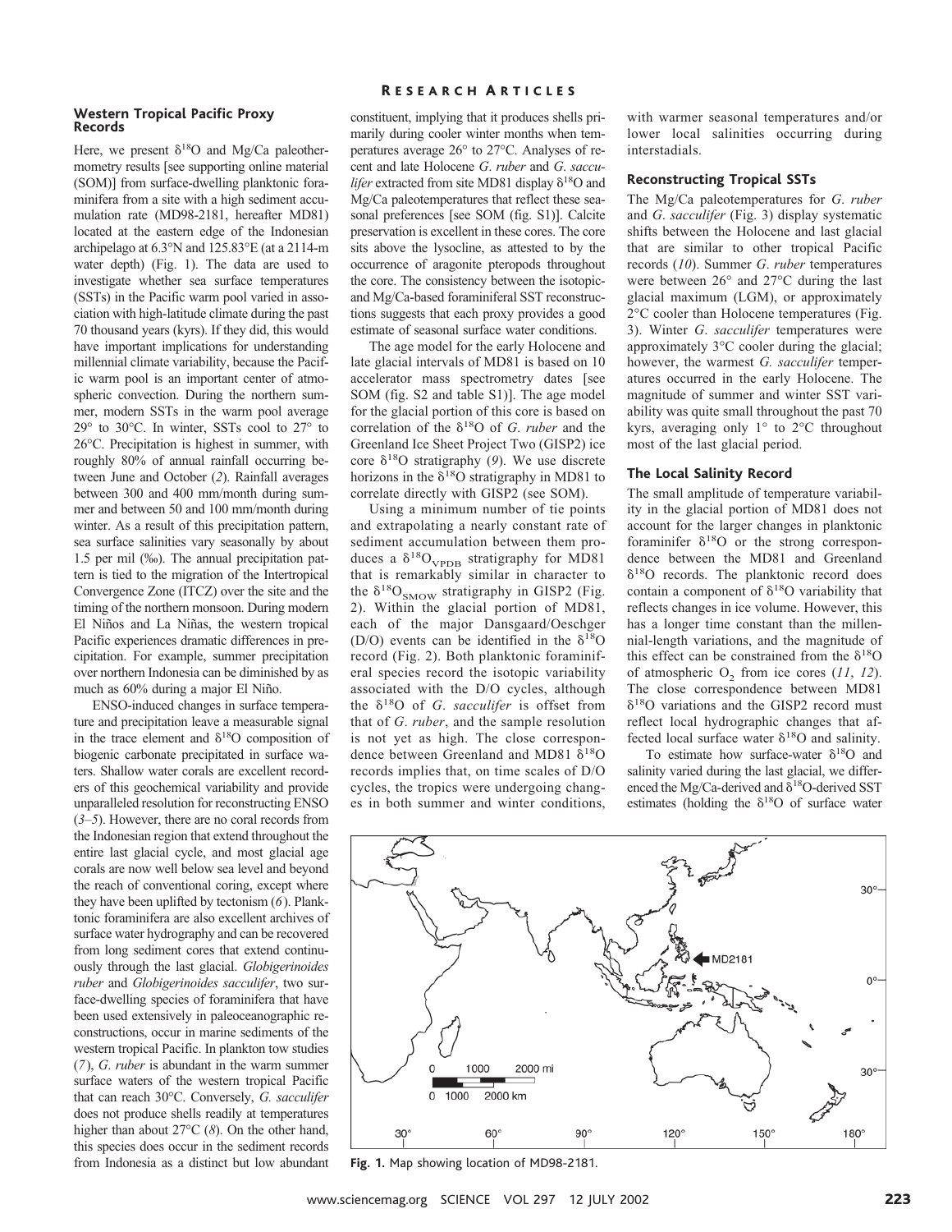### Western Tropical Pacific Proxy Records

Here, we present $\delta^{18}O$ and Mg/Ca paleothermometry results [see supporting online material (SOM)] from surface-dwelling planktonic foraminifera from a site with a high sediment accumulation rate (MD98-2181, hereafter MD81) located at the eastern edge of the Indonesian archipelago at 6.3°N and 125.83°E (at a 2114-m water depth) (Fig. 1). The data are used to investigate whether sea surface temperatures (SSTs) in the Pacific warm pool varied in association with high-latitude climate during the past 70 thousand years (kyrs). If they did, this would have important implications for understanding millennial climate variability, because the Pacific warm pool is an important center of atmospheric convection. During the northern summer, modern SSTs in the warm pool average 29° to 30°C. In winter, SSTs cool to 27° to 26°C. Precipitation is highest in summer, with roughly 80% of annual rainfall occurring between June and October (*2*). Rainfall averages between 300 and 400 mm/month during summer and between 50 and 100 mm/month during winter. As a result of this precipitation pattern, sea surface salinities vary seasonally by about 1.5 per mil (‰). The annual precipitation pattern is tied to the migration of the Intertropical Convergence Zone (ITCZ) over the site and the timing of the northern monsoon. During modern El Niños and La Niñas, the western tropical Pacific experiences dramatic differences in precipitation. For example, summer precipitation over northern Indonesia can be diminished by as much as 60% during a major El Niño.

ENSO-induced changes in surface temperature and precipitation leave a measurable signal in the trace element and $\delta^{18}O$ composition of biogenic carbonate precipitated in surface waters. Shallow water corals are excellent recorders of this geochemical variability and provide unparalleled resolution for reconstructing ENSO (*3–5*). However, there are no coral records from the Indonesian region that extend throughout the entire last glacial cycle, and most glacial age corals are now well below sea level and beyond the reach of conventional coring, except where they have been uplifted by tectonism (*6*). Planktonic foraminifera are also excellent archives of surface water hydrography and can be recovered from long sediment cores that extend continuously through the last glacial. *Globigerinoides ruber* and *Globigerinoides sacculifer*, two surface-dwelling species of foraminifera that have been used extensively in paleoceanographic reconstructions, occur in marine sediments of the western tropical Pacific. In plankton tow studies (*7*), *G. ruber* is abundant in the warm summer surface waters of the western tropical Pacific that can reach 30°C. Conversely, *G. sacculifer* does not produce shells readily at temperatures higher than about 27°C (*8*). On the other hand, this species does occur in the sediment records from Indonesia as a distinct but low abundant constituent, implying that it produces shells primarily during cooler winter months when temperatures average 26° to 27°C. Analyses of recent and late Holocene *G. ruber* and *G. sacculifer* extracted from site MD81 display $\delta^{18}O$ and Mg/Ca paleotemperatures that reflect these seasonal preferences [see SOM (fig. S1)]. Calcite preservation is excellent in these cores. The core sits above the lysocline, as attested to by the occurrence of aragonite pteropods throughout the core. The consistency between the isotopic- and Mg/Ca-based foraminiferal SST reconstructions suggests that each proxy provides a good estimate of seasonal surface water conditions.

The age model for the early Holocene and late glacial intervals of MD81 is based on 10 accelerator mass spectrometry dates [see SOM (fig. S2 and table S1)]. The age model for the glacial portion of this core is based on correlation of the $\delta^{18}O$ of *G. ruber* and the Greenland Ice Sheet Project Two (GISP2) ice core $\delta^{18}O$ stratigraphy (*9*). We use discrete horizons in the $\delta^{18}O$ stratigraphy in MD81 to correlate directly with GISP2 (see SOM).

Using a minimum number of tie points and extrapolating a nearly constant rate of sediment accumulation between them produces a $\delta^{18}O_{VPDB}$ stratigraphy for MD81 that is remarkably similar in character to the $\delta^{18}O_{SMOW}$ stratigraphy in GISP2 (Fig. 2). Within the glacial portion of MD81, each of the major Dansgaard/Oeschger (D/O) events can be identified in the $\delta^{18}O$ record (Fig. 2). Both planktonic foraminiferal species record the isotopic variability associated with the D/O cycles, although the $\delta^{18}O$ of *G. sacculifer* is offset from that of *G. ruber*, and the sample resolution is not yet as high. The close correspondence between Greenland and MD81 $\delta^{18}O$ records implies that, on time scales of D/O cycles, the tropics were undergoing changes in both summer and winter conditions, with warmer seasonal temperatures and/or lower local salinities occurring during interstadials.

### Reconstructing Tropical SSTs

The Mg/Ca paleotemperatures for *G. ruber* and *G. sacculifer* (Fig. 3) display systematic shifts between the Holocene and last glacial that are similar to other tropical Pacific records (*10*). Summer *G. ruber* temperatures were between 26° and 27°C during the last glacial maximum (LGM), or approximately 2°C cooler than Holocene temperatures (Fig. 3). Winter *G. sacculifer* temperatures were approximately 3°C cooler during the glacial; however, the warmest *G. sacculifer* temperatures occurred in the early Holocene. The magnitude of summer and winter SST variability was quite small throughout the past 70 kyrs, averaging only 1° to 2°C throughout most of the last glacial period.

### The Local Salinity Record

The small amplitude of temperature variability in the glacial portion of MD81 does not account for the larger changes in planktonic foraminifer $\delta^{18}O$ or the strong correspondence between the MD81 and Greenland $\delta^{18}O$ records. The planktonic record does contain a component of $\delta^{18}O$ variability that reflects changes in ice volume. However, this has a longer time constant than the millennial-length variations, and the magnitude of this effect can be constrained from the $\delta^{18}O$ of atmospheric $O_2$ from ice cores (*11*, *12*). The close correspondence between MD81 $\delta^{18}O$ variations and the GISP2 record must reflect local hydrographic changes that affected local surface water $\delta^{18}O$ and salinity.

To estimate how surface-water $\delta^{18}O$ and salinity varied during the last glacial, we differenced the Mg/Ca-derived and $\delta^{18}O$-derived SST estimates (holding the $\delta^{18}O$ of surface water

**Fig. 1.** Map showing location of MD98-2181.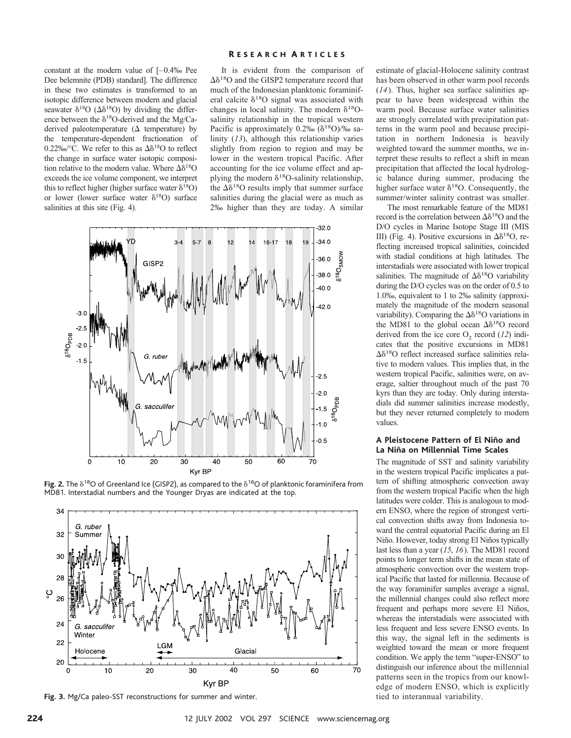constant at the modern value of [–0.4‰ Pee Dee belemnite (PDB) standard]. The difference in these two estimates is transformed to an isotopic difference between modern and glacial seawater $\delta^{18}O$ ($\Delta\delta^{18}O$) by dividing the difference between the $\delta^{18}O$-derived and the Mg/Ca-derived paleotemperature ($\Delta$ temperature) by the temperature-dependent fractionation of 0.22‰/°C. We refer to this as $\Delta\delta^{18}O$ to reflect the change in surface water isotopic composition relative to the modern value. Where $\Delta\delta^{18}O$ exceeds the ice volume component, we interpret this to reflect higher (higher surface water $\delta^{18}O$) or lower (lower surface water $\delta^{18}O$) surface salinities at this site (Fig. 4).

It is evident from the comparison of $\Delta\delta^{18}O$ and the GISP2 temperature record that much of the Indonesian planktonic foraminiferal calcite $\delta^{18}O$ signal was associated with changes in local salinity. The modern $\delta^{18}O$-salinity relationship in the tropical western Pacific is approximately 0.2‰ ($\delta^{18}O$)/‰ salinity (*13*), although this relationship varies slightly from region to region and may be lower in the western tropical Pacific. After accounting for the ice volume effect and applying the modern $\delta^{18}O$-salinity relationship, the $\Delta\delta^{18}O$ results imply that summer surface salinities during the glacial were as much as 2‰ higher than they are today. A similar estimate of glacial-Holocene salinity contrast has been observed in other warm pool records (*14*). Thus, higher sea surface salinities appear to have been widespread within the warm pool. Because surface water salinities are strongly correlated with precipitation patterns in the warm pool and because precipitation in northern Indonesia is heavily weighted toward the summer months, we interpret these results to reflect a shift in mean precipitation that affected the local hydrologic balance during summer, producing the higher surface water $\delta^{18}O$. Consequently, the summer/winter salinity contrast was smaller.

The most remarkable feature of the MD81 record is the correlation between $\Delta\delta^{18}O$ and the D/O cycles in Marine Isotope Stage III (MIS III) (Fig. 4). Positive excursions in $\Delta\delta^{18}O$, reflecting increased tropical salinities, coincided with stadial conditions at high latitudes. The interstadials were associated with lower tropical salinities. The magnitude of $\Delta\delta^{18}O$ variability during the D/O cycles was on the order of 0.5 to 1.0‰, equivalent to 1 to 2‰ salinity (approximately the magnitude of the modern seasonal variability). Comparing the $\Delta\delta^{18}O$ variations in the MD81 to the global ocean $\Delta\delta^{18}O$ record derived from the ice core $O_2$ record (*12*) indicates that the positive excursions in MD81 $\Delta\delta^{18}O$ reflect increased surface salinities relative to modern values. This implies that, in the western tropical Pacific, salinities were, on average, saltier throughout much of the past 70 kyrs than they are today. Only during interstadials did summer salinities increase modestly, but they never returned completely to modern values.

**Fig. 2.** The $\delta^{18}O$ of Greenland Ice (GISP2), as compared to the $\delta^{18}O$ of planktonic foraminifera from MD81. Interstadial numbers and the Younger Dryas are indicated at the top.

**Fig. 3.** Mg/Ca paleo-SST reconstructions for summer and winter.

### A Pleistocene Pattern of El Niño and La Niña on Millennial Time Scales

The magnitude of SST and salinity variability in the western tropical Pacific implicates a pattern of shifting atmospheric convection away from the western tropical Pacific when the high latitudes were colder. This is analogous to modern ENSO, where the region of strongest vertical convection shifts away from Indonesia toward the central equatorial Pacific during an El Niño. However, today strong El Niños typically last less than a year (*15*, *16*). The MD81 record points to longer term shifts in the mean state of atmospheric convection over the western tropical Pacific that lasted for millennia. Because of the way foraminifer samples average a signal, the millennial changes could also reflect more frequent and perhaps more severe El Niños, whereas the interstadials were associated with less frequent and less severe ENSO events. In this way, the signal left in the sediments is weighted toward the mean or more frequent condition. We apply the term "super-ENSO" to distinguish our inference about the millennial patterns seen in the tropics from our knowledge of modern ENSO, which is explicitly tied to interannual variability.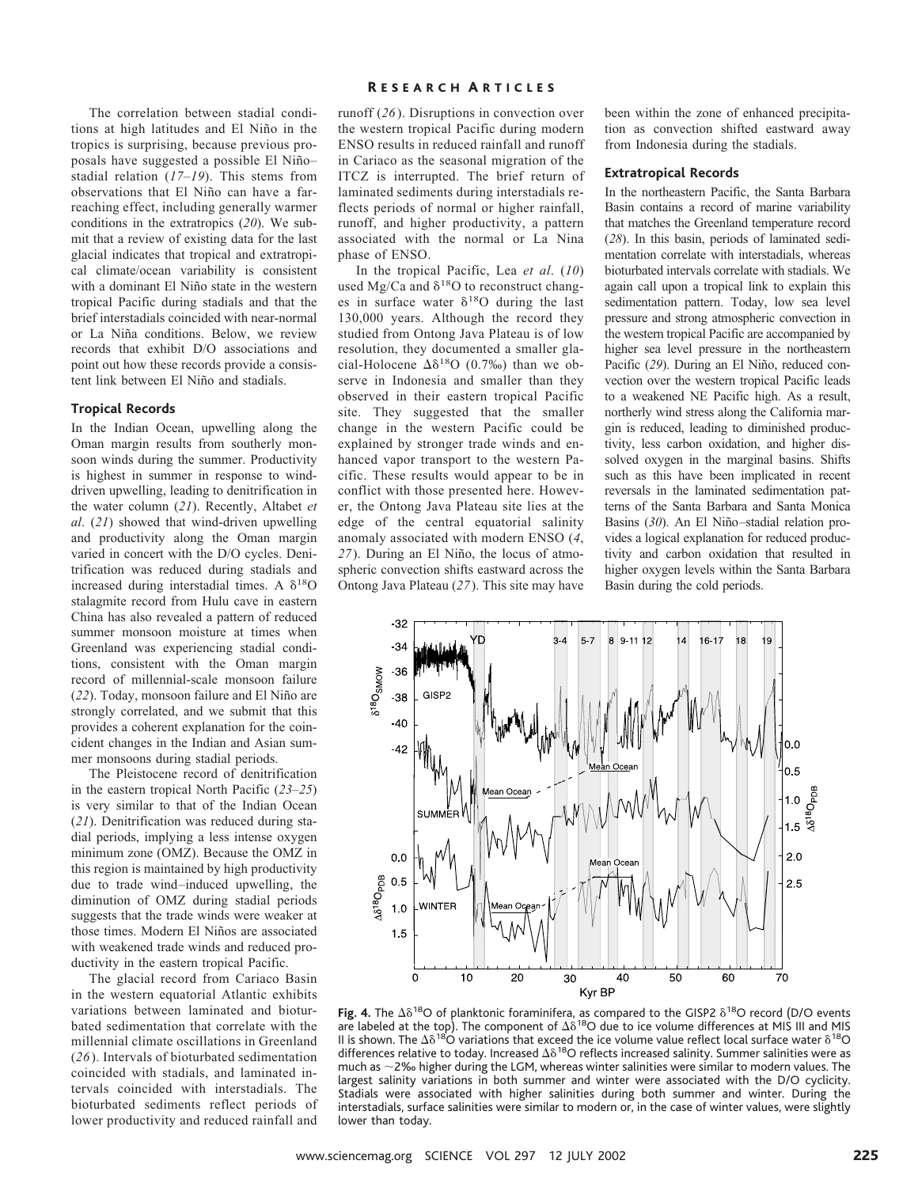The correlation between stadial conditions at high latitudes and El Niño in the tropics is surprising, because previous proposals have suggested a possible El Niño–stadial relation (*17–19*). This stems from observations that El Niño can have a far-reaching effect, including generally warmer conditions in the extratropics (*20*). We submit that a review of existing data for the last glacial indicates that tropical and extratropical climate/ocean variability is consistent with a dominant El Niño state in the western tropical Pacific during stadials and that the brief interstadials coincided with near-normal or La Niña conditions. Below, we review records that exhibit D/O associations and point out how these records provide a consistent link between El Niño and stadials.

### Tropical Records

In the Indian Ocean, upwelling along the Oman margin results from southerly monsoon winds during the summer. Productivity is highest in summer in response to wind-driven upwelling, leading to denitrification in the water column (*21*). Recently, Altabet *et al*. (*21*) showed that wind-driven upwelling and productivity along the Oman margin varied in concert with the D/O cycles. Denitrification was reduced during stadials and increased during interstadial times. A $\delta^{18}O$ stalagmite record from Hulu cave in eastern China has also revealed a pattern of reduced summer monsoon moisture at times when Greenland was experiencing stadial conditions, consistent with the Oman margin record of millennial-scale monsoon failure (*22*). Today, monsoon failure and El Niño are strongly correlated, and we submit that this provides a coherent explanation for the coincident changes in the Indian and Asian summer monsoons during stadial periods.

The Pleistocene record of denitrification in the eastern tropical North Pacific (*23–25*) is very similar to that of the Indian Ocean (*21*). Denitrification was reduced during stadial periods, implying a less intense oxygen minimum zone (OMZ). Because the OMZ in this region is maintained by high productivity due to trade wind–induced upwelling, the diminution of OMZ during stadial periods suggests that the trade winds were weaker at those times. Modern El Niños are associated with weakened trade winds and reduced productivity in the eastern tropical Pacific.

The glacial record from Cariaco Basin in the western equatorial Atlantic exhibits variations between laminated and bioturbated sedimentation that correlate with the millennial climate oscillations in Greenland (*26*). Intervals of bioturbated sedimentation coincided with stadials, and laminated intervals coincided with interstadials. The bioturbated sediments reflect periods of lower productivity and reduced rainfall and runoff (*26*). Disruptions in convection over the western tropical Pacific during modern ENSO results in reduced rainfall and runoff in Cariaco as the seasonal migration of the ITCZ is interrupted. The brief return of laminated sediments during interstadials reflects periods of normal or higher rainfall, runoff, and higher productivity, a pattern associated with the normal or La Nina phase of ENSO.

In the tropical Pacific, Lea *et al*. (*10*) used Mg/Ca and $\delta^{18}O$ to reconstruct changes in surface water $\delta^{18}O$ during the last 130,000 years. Although the record they studied from Ontong Java Plateau is of low resolution, they documented a smaller glacial-Holocene $\Delta\delta^{18}O$ (0.7‰) than we observe in Indonesia and smaller than they observed in their eastern tropical Pacific site. They suggested that the smaller change in the western Pacific could be explained by stronger trade winds and enhanced vapor transport to the western Pacific. These results would appear to be in conflict with those presented here. However, the Ontong Java Plateau site lies at the edge of the central equatorial salinity anomaly associated with modern ENSO (*4*, *27*). During an El Niño, the locus of atmospheric convection shifts eastward across the Ontong Java Plateau (*27*). This site may have been within the zone of enhanced precipitation as convection shifted eastward away from Indonesia during the stadials.

### Extratropical Records

In the northeastern Pacific, the Santa Barbara Basin contains a record of marine variability that matches the Greenland temperature record (*28*). In this basin, periods of laminated sedimentation correlate with interstadials, whereas bioturbated intervals correlate with stadials. We again call upon a tropical link to explain this sedimentation pattern. Today, low sea level pressure and strong atmospheric convection in the western tropical Pacific are accompanied by higher sea level pressure in the northeastern Pacific (*29*). During an El Niño, reduced convection over the western tropical Pacific leads to a weakened NE Pacific high. As a result, northerly wind stress along the California margin is reduced, leading to diminished productivity, less carbon oxidation, and higher dissolved oxygen in the marginal basins. Shifts such as this have been implicated in recent reversals in the laminated sedimentation patterns of the Santa Barbara and Santa Monica Basins (*30*). An El Niño–stadial relation provides a logical explanation for reduced productivity and carbon oxidation that resulted in higher oxygen levels within the Santa Barbara Basin during the cold periods.

**Fig. 4.** The $\Delta\delta^{18}O$ of planktonic foraminifera, as compared to the GISP2 $\delta^{18}O$ record (D/O events are labeled at the top). The component of $\Delta\delta^{18}O$ due to ice volume differences at MIS III and MIS II is shown. The $\Delta\delta^{18}O$ variations that exceed the ice volume value reflect local surface water $\delta^{18}O$ differences relative to today. Increased $\Delta\delta^{18}O$ reflects increased salinity. Summer salinities were as much as ~2‰ higher during the LGM, whereas winter salinities were similar to modern values. The largest salinity variations in both summer and winter were associated with the D/O cyclicity. Stadials were associated with higher salinities during both summer and winter. During the interstadials, surface salinities were similar to modern or, in the case of winter values, were slightly lower than today.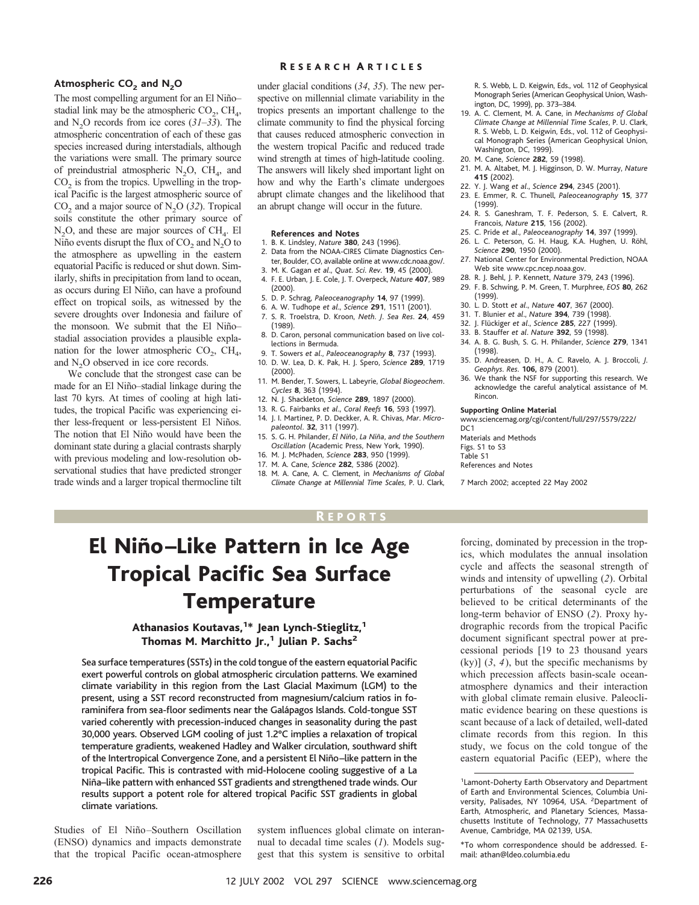### Atmospheric $CO_2$ and $N_2O$

The most compelling argument for an El Niño–stadial link may be the atmospheric $CO_2$, $CH_4$, and $N_2O$ records from ice cores (*31–33*). The atmospheric concentration of each of these gas species increased during interstadials, although the variations were small. The primary source of preindustrial atmospheric $N_2O$, $CH_4$, and $CO_2$ is from the tropics. Upwelling in the tropical Pacific is the largest atmospheric source of $CO_2$ and a major source of $N_2O$ (*32*). Tropical soils constitute the other primary source of $N_2O$, and these are major sources of $CH_4$. El Niño events disrupt the flux of $CO_2$ and $N_2O$ to the atmosphere as upwelling in the eastern equatorial Pacific is reduced or shut down. Similarly, shifts in precipitation from land to ocean, as occurs during El Niño, can have a profound effect on tropical soils, as witnessed by the severe droughts over Indonesia and failure of the monsoon. We submit that the El Niño–stadial association provides a plausible explanation for the lower atmospheric $CO_2$, $CH_4$, and $N_2O$ observed in ice core records.

We conclude that the strongest case can be made for an El Niño–stadial linkage during the last 70 kyrs. At times of cooling at high latitudes, the tropical Pacific was experiencing either less-frequent or less-persistent El Niños. The notion that El Niño would have been the dominant state during a glacial contrasts sharply with previous modeling and low-resolution observational studies that have predicted stronger trade winds and a larger tropical thermocline tilt under glacial conditions (*34*, *35*). The new perspective on millennial climate variability in the tropics presents an important challenge to the climate community to find the physical forcing that causes reduced atmospheric convection in the western tropical Pacific and reduced trade wind strength at times of high-latitude cooling. The answers will likely shed important light on how and why the Earth's climate undergoes abrupt climate changes and the likelihood that an abrupt change will occur in the future.

#### References and Notes

1. B. K. Lindsley, *Nature* **380**, 243 (1996).
2. Data from the NOAA-CIRES Climate Diagnostics Center, Boulder, CO, available online at www.cdc.noaa.gov/.
3. M. K. Gagan *et al*., *Quat. Sci. Rev*. **19**, 45 (2000).
4. F. E. Urban, J. E. Cole, J. T. Overpeck, *Nature* **407**, 989 (2000).
5. D. P. Schrag, *Paleoceanography* **14**, 97 (1999).
6. A. W. Tudhope *et al*., *Science* **291**, 1511 (2001).
7. S. R. Troelstra, D. Kroon, *Neth. J. Sea Res*. **24**, 459 (1989).
8. D. Caron, personal communication based on live collections in Bermuda.
9. T. Sowers *et al*., *Paleoceanography* **8**, 737 (1993).
10. D. W. Lea, D. K. Pak, H. J. Spero, *Science* **289**, 1719 (2000).
11. M. Bender, T. Sowers, L. Labeyrie, *Global Biogeochem. Cycles* **8**, 363 (1994).
12. N. J. Shackleton, *Science* **289**, 1897 (2000).
13. R. G. Fairbanks *et al*., *Coral Reefs* **16**, 593 (1997).
14. J. I. Martinez, P. D. Deckker, A. R. Chivas, *Mar. Micropaleontol*. **32**, 311 (1997).
15. S. G. H. Philander, *El Niño, La Niña, and the Southern Oscillation* (Academic Press, New York, 1990).
16. M. J. McPhaden, *Science* **283**, 950 (1999).
17. M. A. Cane, *Science* **282**, 5386 (2002).
18. M. A. Cane, A. C. Clement, in *Mechanisms of Global Climate Change at Millennial Time Scales*, P. U. Clark, R. S. Webb, L. D. Keigwin, Eds., vol. 112 of Geophysical Monograph Series (American Geophysical Union, Washington, DC, 1999), pp. 373–384.
19. A. C. Clement, M. A. Cane, in *Mechanisms of Global Climate Change at Millennial Time Scales*, P. U. Clark, R. S. Webb, L. D. Keigwin, Eds., vol. 112 of Geophysical Monograph Series (American Geophysical Union, Washington, DC, 1999).
20. M. Cane, *Science* **282**, 59 (1998).
21. M. A. Altabet, M. J. Higginson, D. W. Murray, *Nature* **415** (2002).
22. Y. J. Wang *et al*., *Science* **294**, 2345 (2001).
23. E. Emmer, R. C. Thunell, *Paleoceanography* **15**, 377 (1999).
24. R. S. Ganeshram, T. F. Pederson, S. E. Calvert, R. Francois, *Nature* **215**, 156 (2002).
25. C. Pride *et al*., *Paleoceanography* **14**, 397 (1999).
26. L. C. Peterson, G. H. Haug, K.A. Hughen, U. Röhl, *Science* **290**, 1950 (2000).
27. National Center for Environmental Prediction, NOAA Web site www.cpc.ncep.noaa.gov.
28. R. J. Behl, J. P. Kennett, *Nature* 379, 243 (1996).
29. F. B. Schwing, P. M. Green, T. Murphree, *EOS* **80**, 262 (1999).
30. L. D. Stott *et al*., *Nature* **407**, 367 (2000).
31. T. Blunier *et al*., *Nature* **394**, 739 (1998).
32. J. Flückiger *et al*., *Science* **285**, 227 (1999).
33. B. Stauffer *et al*. *Nature* **392**, 59 (1998).
34. A. B. G. Bush, S. G. H. Philander, *Science* **279**, 1341 (1998).
35. D. Andreasen, D. H., A. C. Ravelo, A. J. Broccoli, *J. Geophys. Res*. **106,** 879 (2001).
36. We thank the NSF for supporting this research. We acknowledge the careful analytical assistance of M. Rincon.

**Supporting Online Material**

www.sciencemag.org/cgi/content/full/297/5579/222/DC1

Materials and Methods

Figs. S1 to S3

Table S1

References and Notes

7 March 2002; accepted 22 May 2002

## REPORTS

# El Niño–Like Pattern in Ice Age Tropical Pacific Sea Surface Temperature

**Athanasios Koutavas,[1]\* Jean Lynch-Stieglitz,[1] Thomas M. Marchitto Jr.,[1] Julian P. Sachs[2]**

**Sea surface temperatures (SSTs) in the cold tongue of the eastern equatorial Pacific exert powerful controls on global atmospheric circulation patterns. We examined climate variability in this region from the Last Glacial Maximum (LGM) to the present, using a SST record reconstructed from magnesium/calcium ratios in foraminifera from sea-floor sediments near the Galápagos Islands. Cold-tongue SST varied coherently with precession-induced changes in seasonality during the past 30,000 years. Observed LGM cooling of just 1.2°C implies a relaxation of tropical temperature gradients, weakened Hadley and Walker circulation, southward shift of the Intertropical Convergence Zone, and a persistent El Niño–like pattern in the tropical Pacific. This is contrasted with mid-Holocene cooling suggestive of a La Niña–like pattern with enhanced SST gradients and strengthened trade winds. Our results support a potent role for altered tropical Pacific SST gradients in global climate variations.**

Studies of El Niño–Southern Oscillation (ENSO) dynamics and impacts demonstrate that the tropical Pacific ocean-atmosphere system influences global climate on interannual to decadal time scales (*1*). Models suggest that this system is sensitive to orbital forcing, dominated by precession in the tropics, which modulates the annual insolation cycle and affects the seasonal strength of winds and intensity of upwelling (*2*). Orbital perturbations of the seasonal cycle are believed to be critical determinants of the long-term behavior of ENSO (*2*). Proxy hydrographic records from the tropical Pacific document significant spectral power at precessional periods [19 to 23 thousand years (ky)] (*3*, *4*), but the specific mechanisms by which precession affects basin-scale ocean-atmosphere dynamics and their interaction with global climate remain elusive. Paleoclimatic evidence bearing on these questions is scant because of a lack of detailed, well-dated climate records from this region. In this study, we focus on the cold tongue of the eastern equatorial Pacific (EEP), where the

[1]Lamont-Doherty Earth Observatory and Department of Earth and Environmental Sciences, Columbia University, Palisades, NY 10964, USA. [2]Department of Earth, Atmospheric, and Planetary Sciences, Massachusetts Institute of Technology, 77 Massachusetts Avenue, Cambridge, MA 02139, USA.

\*To whom correspondence should be addressed. E-mail: athan@ldeo.columbia.edu